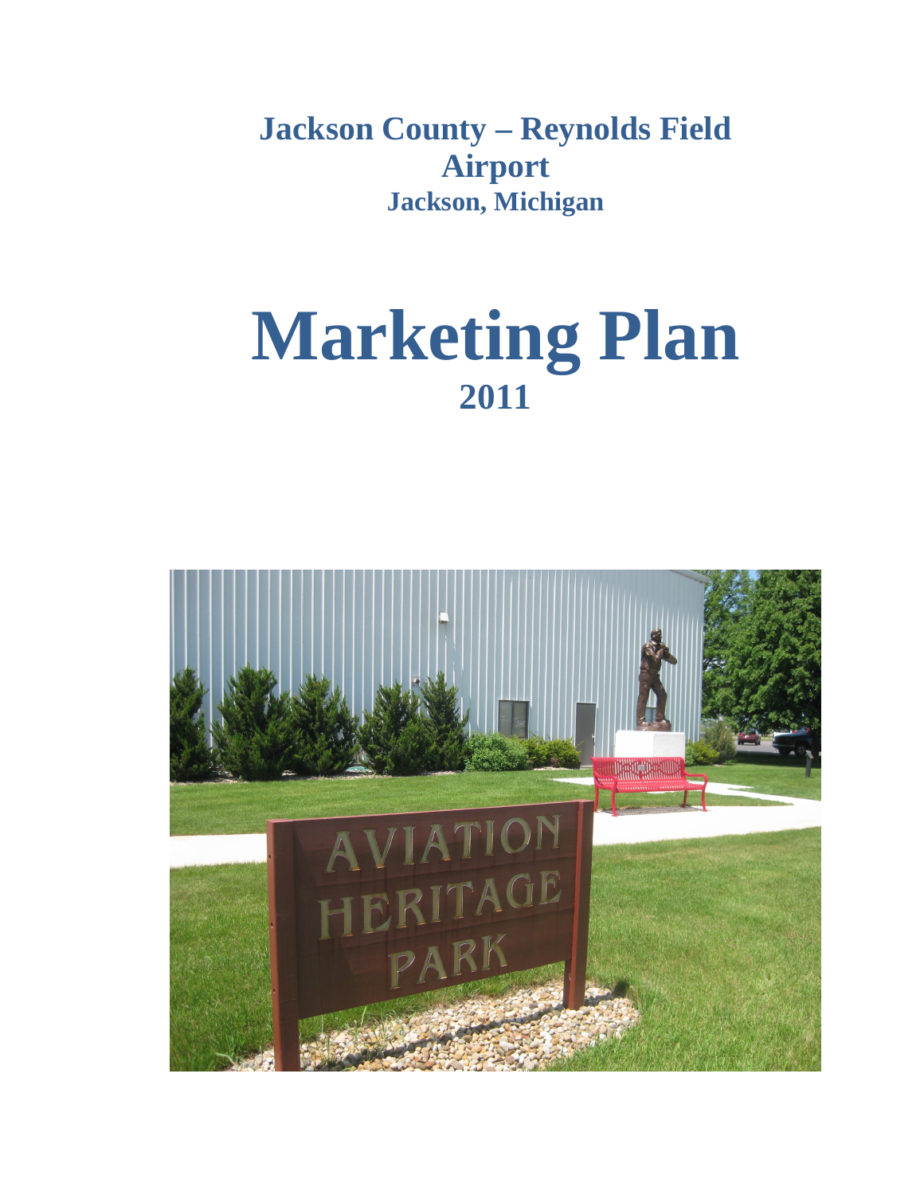# Jackson County – Reynolds Field Airport

## Jackson, Michigan

# Marketing Plan

## 2011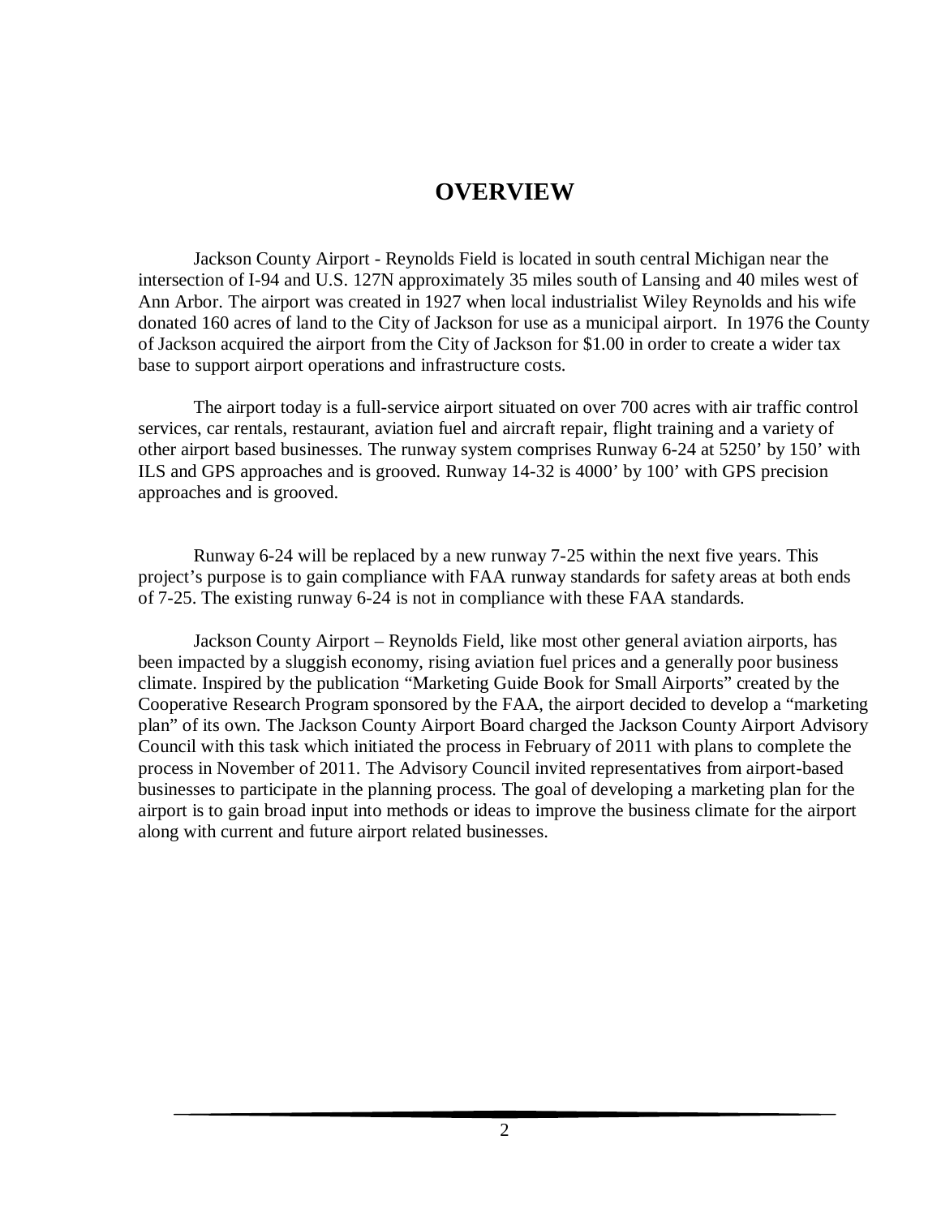# OVERVIEW

Jackson County Airport - Reynolds Field is located in south central Michigan near the intersection of I-94 and U.S. 127N approximately 35 miles south of Lansing and 40 miles west of Ann Arbor. The airport was created in 1927 when local industrialist Wiley Reynolds and his wife donated 160 acres of land to the City of Jackson for use as a municipal airport. In 1976 the County of Jackson acquired the airport from the City of Jackson for $1.00 in order to create a wider tax base to support airport operations and infrastructure costs.

The airport today is a full-service airport situated on over 700 acres with air traffic control services, car rentals, restaurant, aviation fuel and aircraft repair, flight training and a variety of other airport based businesses. The runway system comprises Runway 6-24 at 5250' by 150' with ILS and GPS approaches and is grooved. Runway 14-32 is 4000' by 100' with GPS precision approaches and is grooved.

Runway 6-24 will be replaced by a new runway 7-25 within the next five years. This project's purpose is to gain compliance with FAA runway standards for safety areas at both ends of 7-25. The existing runway 6-24 is not in compliance with these FAA standards.

Jackson County Airport – Reynolds Field, like most other general aviation airports, has been impacted by a sluggish economy, rising aviation fuel prices and a generally poor business climate. Inspired by the publication "Marketing Guide Book for Small Airports" created by the Cooperative Research Program sponsored by the FAA, the airport decided to develop a "marketing plan" of its own. The Jackson County Airport Board charged the Jackson County Airport Advisory Council with this task which initiated the process in February of 2011 with plans to complete the process in November of 2011. The Advisory Council invited representatives from airport-based businesses to participate in the planning process. The goal of developing a marketing plan for the airport is to gain broad input into methods or ideas to improve the business climate for the airport along with current and future airport related businesses.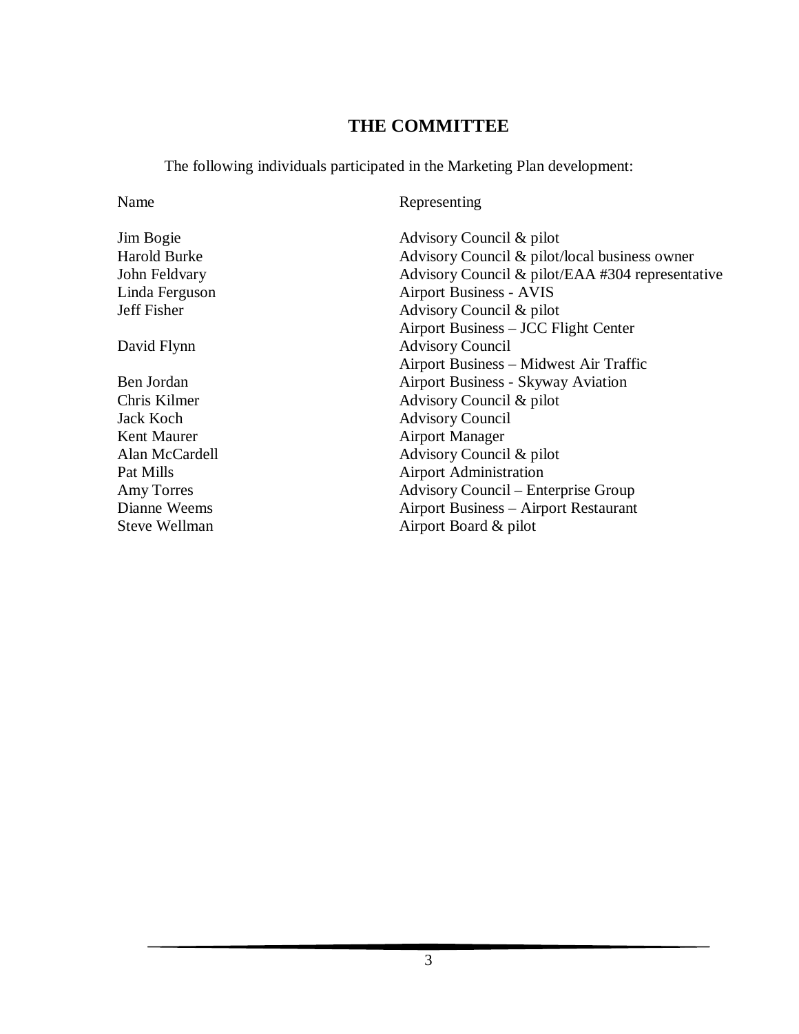# THE COMMITTEE

The following individuals participated in the Marketing Plan development:

| Name | Representing |
| --- | --- |
| Jim Bogie | Advisory Council & pilot |
| Harold Burke | Advisory Council & pilot/local business owner |
| John Feldvary | Advisory Council & pilot/EAA #304 representative |
| Linda Ferguson | Airport Business - AVIS |
| Jeff Fisher | Advisory Council & pilot<br>Airport Business – JCC Flight Center |
| David Flynn | Advisory Council<br>Airport Business – Midwest Air Traffic |
| Ben Jordan | Airport Business - Skyway Aviation |
| Chris Kilmer | Advisory Council & pilot |
| Jack Koch | Advisory Council |
| Kent Maurer | Airport Manager |
| Alan McCardell | Advisory Council & pilot |
| Pat Mills | Airport Administration |
| Amy Torres | Advisory Council – Enterprise Group |
| Dianne Weems | Airport Business – Airport Restaurant |
| Steve Wellman | Airport Board & pilot |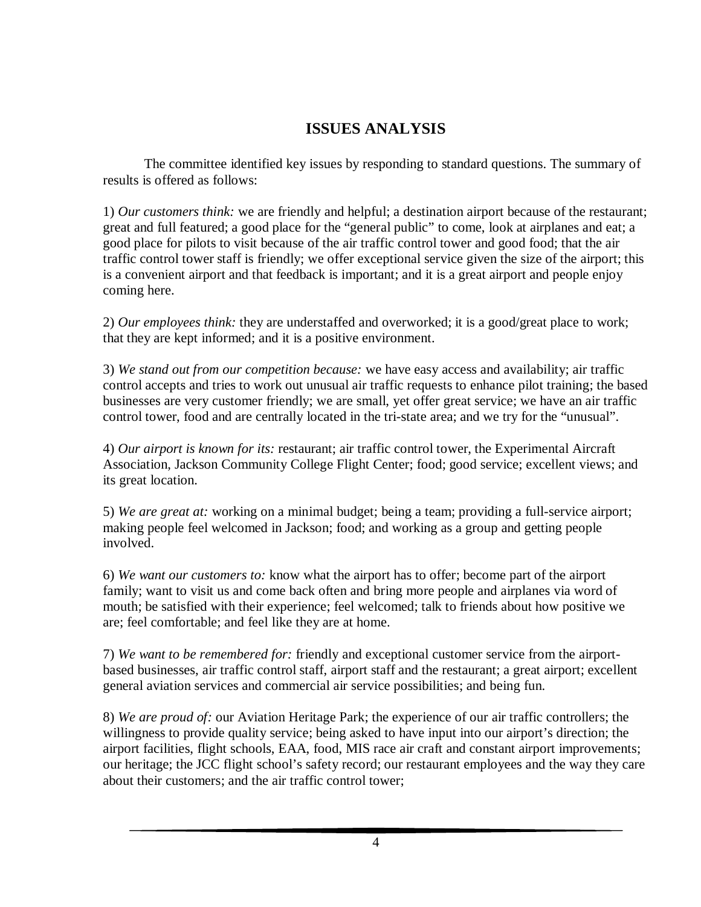## ISSUES ANALYSIS

The committee identified key issues by responding to standard questions. The summary of results is offered as follows:

1) *Our customers think:* we are friendly and helpful; a destination airport because of the restaurant; great and full featured; a good place for the "general public" to come, look at airplanes and eat; a good place for pilots to visit because of the air traffic control tower and good food; that the air traffic control tower staff is friendly; we offer exceptional service given the size of the airport; this is a convenient airport and that feedback is important; and it is a great airport and people enjoy coming here.

2) *Our employees think:* they are understaffed and overworked; it is a good/great place to work; that they are kept informed; and it is a positive environment.

3) *We stand out from our competition because:* we have easy access and availability; air traffic control accepts and tries to work out unusual air traffic requests to enhance pilot training; the based businesses are very customer friendly; we are small, yet offer great service; we have an air traffic control tower, food and are centrally located in the tri-state area; and we try for the "unusual".

4) *Our airport is known for its:* restaurant; air traffic control tower, the Experimental Aircraft Association, Jackson Community College Flight Center; food; good service; excellent views; and its great location.

5) *We are great at:* working on a minimal budget; being a team; providing a full-service airport; making people feel welcomed in Jackson; food; and working as a group and getting people involved.

6) *We want our customers to:* know what the airport has to offer; become part of the airport family; want to visit us and come back often and bring more people and airplanes via word of mouth; be satisfied with their experience; feel welcomed; talk to friends about how positive we are; feel comfortable; and feel like they are at home.

7) *We want to be remembered for:* friendly and exceptional customer service from the airport-based businesses, air traffic control staff, airport staff and the restaurant; a great airport; excellent general aviation services and commercial air service possibilities; and being fun.

8) *We are proud of:* our Aviation Heritage Park; the experience of our air traffic controllers; the willingness to provide quality service; being asked to have input into our airport's direction; the airport facilities, flight schools, EAA, food, MIS race air craft and constant airport improvements; our heritage; the JCC flight school's safety record; our restaurant employees and the way they care about their customers; and the air traffic control tower;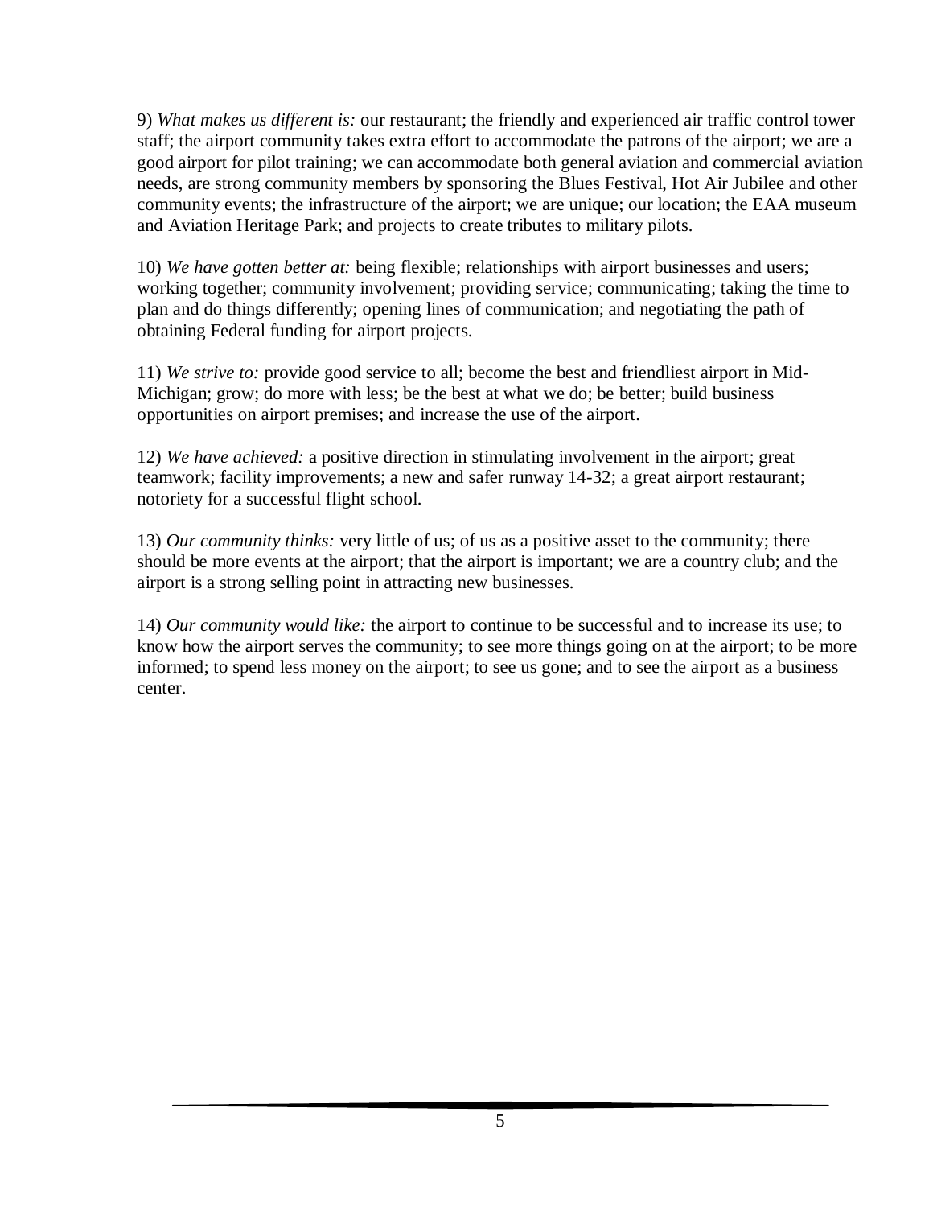9) *What makes us different is:* our restaurant; the friendly and experienced air traffic control tower staff; the airport community takes extra effort to accommodate the patrons of the airport; we are a good airport for pilot training; we can accommodate both general aviation and commercial aviation needs, are strong community members by sponsoring the Blues Festival, Hot Air Jubilee and other community events; the infrastructure of the airport; we are unique; our location; the EAA museum and Aviation Heritage Park; and projects to create tributes to military pilots.

10) *We have gotten better at:* being flexible; relationships with airport businesses and users; working together; community involvement; providing service; communicating; taking the time to plan and do things differently; opening lines of communication; and negotiating the path of obtaining Federal funding for airport projects.

11) *We strive to:* provide good service to all; become the best and friendliest airport in Mid-Michigan; grow; do more with less; be the best at what we do; be better; build business opportunities on airport premises; and increase the use of the airport.

12) *We have achieved:* a positive direction in stimulating involvement in the airport; great teamwork; facility improvements; a new and safer runway 14-32; a great airport restaurant; notoriety for a successful flight school.

13) *Our community thinks:* very little of us; of us as a positive asset to the community; there should be more events at the airport; that the airport is important; we are a country club; and the airport is a strong selling point in attracting new businesses.

14) *Our community would like:* the airport to continue to be successful and to increase its use; to know how the airport serves the community; to see more things going on at the airport; to be more informed; to spend less money on the airport; to see us gone; and to see the airport as a business center.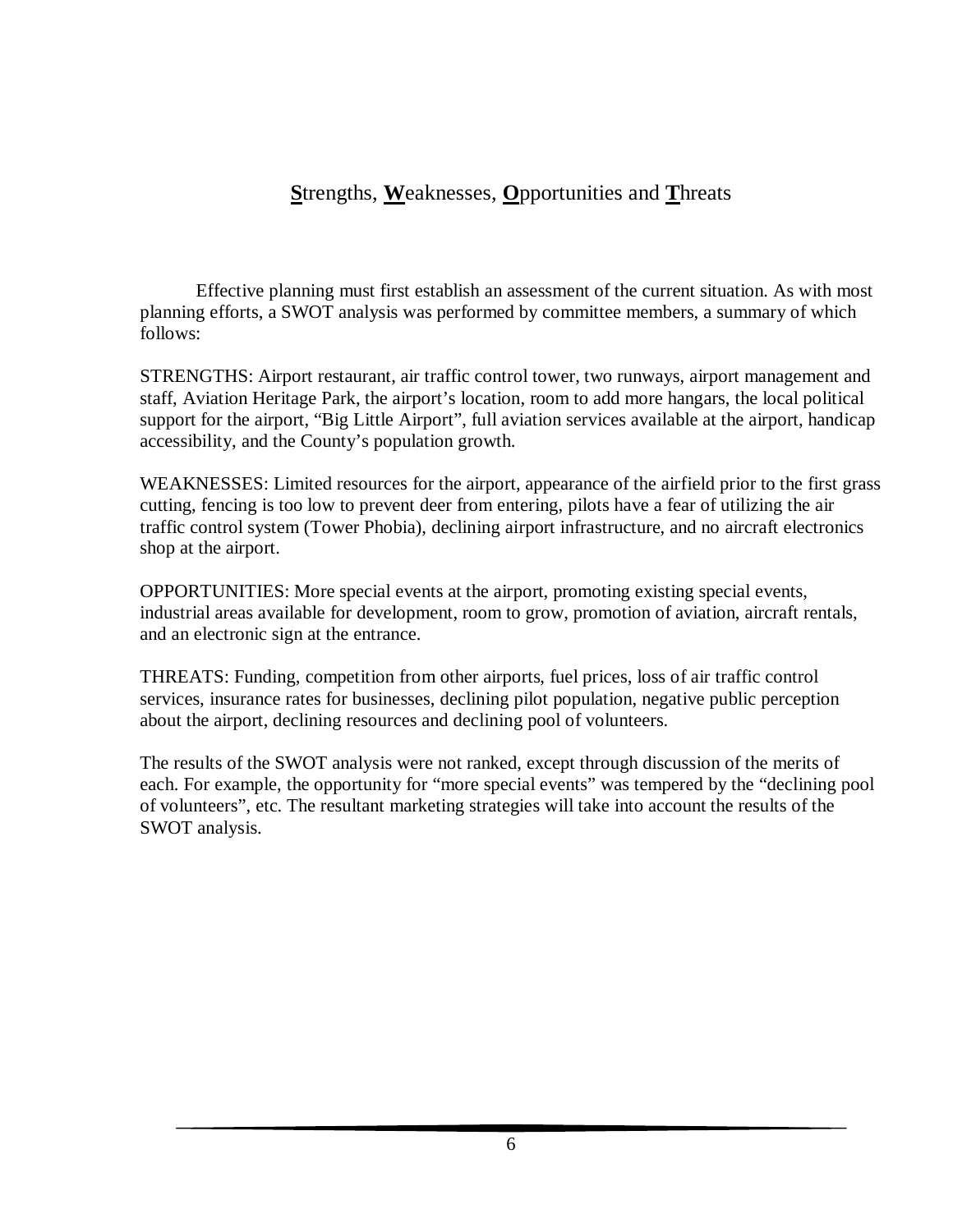## **S**trengths, **W**eaknesses, **O**pportunities and **T**hreats

Effective planning must first establish an assessment of the current situation. As with most planning efforts, a SWOT analysis was performed by committee members, a summary of which follows:

STRENGTHS: Airport restaurant, air traffic control tower, two runways, airport management and staff, Aviation Heritage Park, the airport's location, room to add more hangars, the local political support for the airport, "Big Little Airport", full aviation services available at the airport, handicap accessibility, and the County's population growth.

WEAKNESSES: Limited resources for the airport, appearance of the airfield prior to the first grass cutting, fencing is too low to prevent deer from entering, pilots have a fear of utilizing the air traffic control system (Tower Phobia), declining airport infrastructure, and no aircraft electronics shop at the airport.

OPPORTUNITIES: More special events at the airport, promoting existing special events, industrial areas available for development, room to grow, promotion of aviation, aircraft rentals, and an electronic sign at the entrance.

THREATS: Funding, competition from other airports, fuel prices, loss of air traffic control services, insurance rates for businesses, declining pilot population, negative public perception about the airport, declining resources and declining pool of volunteers.

The results of the SWOT analysis were not ranked, except through discussion of the merits of each. For example, the opportunity for "more special events" was tempered by the "declining pool of volunteers", etc. The resultant marketing strategies will take into account the results of the SWOT analysis.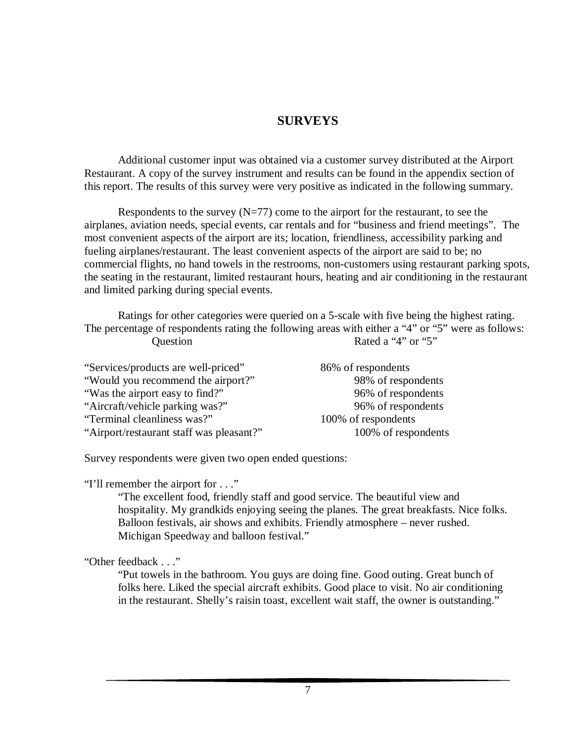# SURVEYS

Additional customer input was obtained via a customer survey distributed at the Airport Restaurant. A copy of the survey instrument and results can be found in the appendix section of this report. The results of this survey were very positive as indicated in the following summary.

Respondents to the survey (N=77) come to the airport for the restaurant, to see the airplanes, aviation needs, special events, car rentals and for "business and friend meetings". The most convenient aspects of the airport are its; location, friendliness, accessibility parking and fueling airplanes/restaurant. The least convenient aspects of the airport are said to be; no commercial flights, no hand towels in the restrooms, non-customers using restaurant parking spots, the seating in the restaurant, limited restaurant hours, heating and air conditioning in the restaurant and limited parking during special events.

Ratings for other categories were queried on a 5-scale with five being the highest rating. The percentage of respondents rating the following areas with either a "4" or "5" were as follows:

| Question | Rated a "4" or "5" |
|---|---|
| "Services/products are well-priced" | 86% of respondents |
| "Would you recommend the airport?" | 98% of respondents |
| "Was the airport easy to find?" | 96% of respondents |
| "Aircraft/vehicle parking was?" | 96% of respondents |
| "Terminal cleanliness was?" | 100% of respondents |
| "Airport/restaurant staff was pleasant?" | 100% of respondents |

Survey respondents were given two open ended questions:

"I'll remember the airport for . . ."

> "The excellent food, friendly staff and good service. The beautiful view and hospitality. My grandkids enjoying seeing the planes. The great breakfasts. Nice folks. Balloon festivals, air shows and exhibits. Friendly atmosphere – never rushed. Michigan Speedway and balloon festival."

"Other feedback . . ."

> "Put towels in the bathroom. You guys are doing fine. Good outing. Great bunch of folks here. Liked the special aircraft exhibits. Good place to visit. No air conditioning in the restaurant. Shelly's raisin toast, excellent wait staff, the owner is outstanding."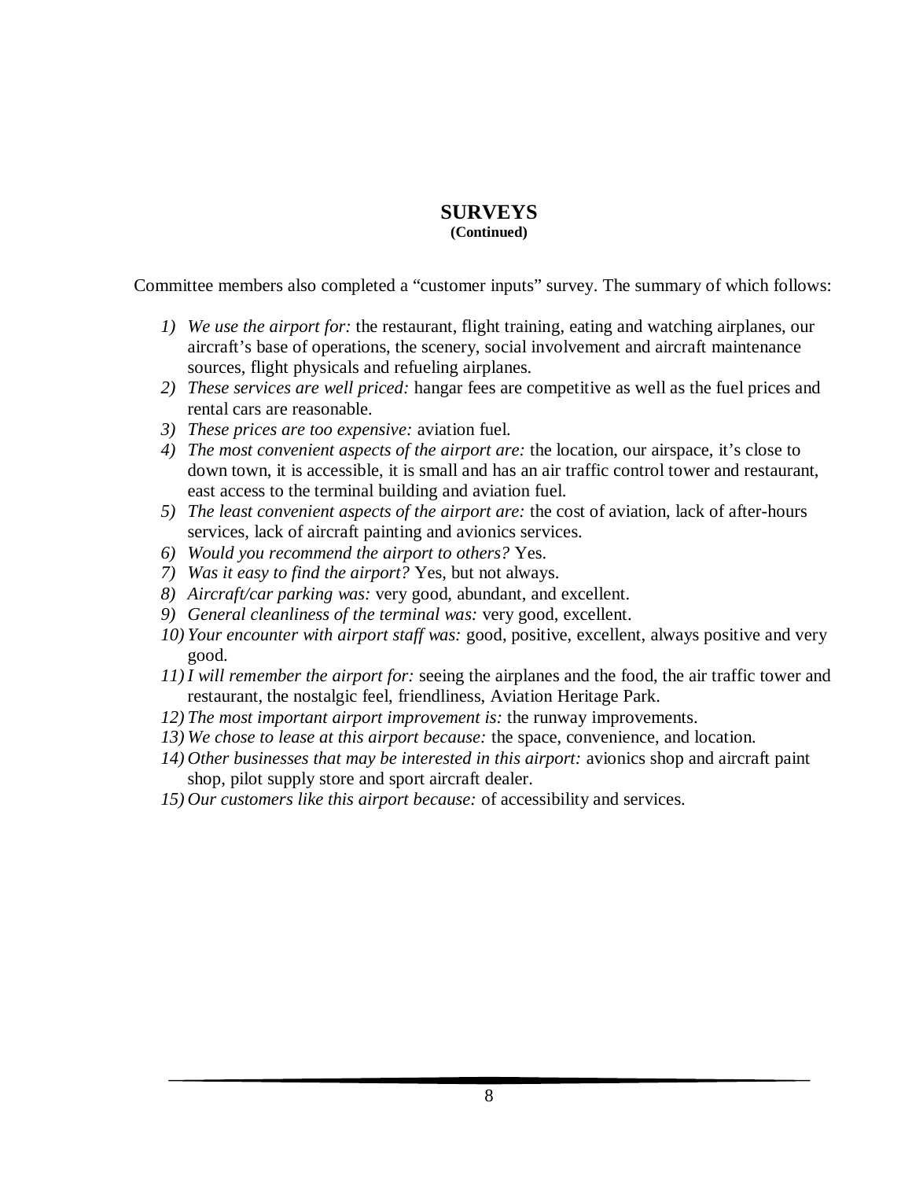# SURVEYS
**(Continued)**

Committee members also completed a “customer inputs” survey. The summary of which follows:

1) *We use the airport for:* the restaurant, flight training, eating and watching airplanes, our aircraft’s base of operations, the scenery, social involvement and aircraft maintenance sources, flight physicals and refueling airplanes.
2) *These services are well priced:* hangar fees are competitive as well as the fuel prices and rental cars are reasonable.
3) *These prices are too expensive:* aviation fuel.
4) *The most convenient aspects of the airport are:* the location, our airspace, it’s close to down town, it is accessible, it is small and has an air traffic control tower and restaurant, east access to the terminal building and aviation fuel.
5) *The least convenient aspects of the airport are:* the cost of aviation, lack of after-hours services, lack of aircraft painting and avionics services.
6) *Would you recommend the airport to others?* Yes.
7) *Was it easy to find the airport?* Yes, but not always.
8) *Aircraft/car parking was:* very good, abundant, and excellent.
9) *General cleanliness of the terminal was:* very good, excellent.
10) *Your encounter with airport staff was:* good, positive, excellent, always positive and very good.
11) *I will remember the airport for:* seeing the airplanes and the food, the air traffic tower and restaurant, the nostalgic feel, friendliness, Aviation Heritage Park.
12) *The most important airport improvement is:* the runway improvements.
13) *We chose to lease at this airport because:* the space, convenience, and location.
14) *Other businesses that may be interested in this airport:* avionics shop and aircraft paint shop, pilot supply store and sport aircraft dealer.
15) *Our customers like this airport because:* of accessibility and services.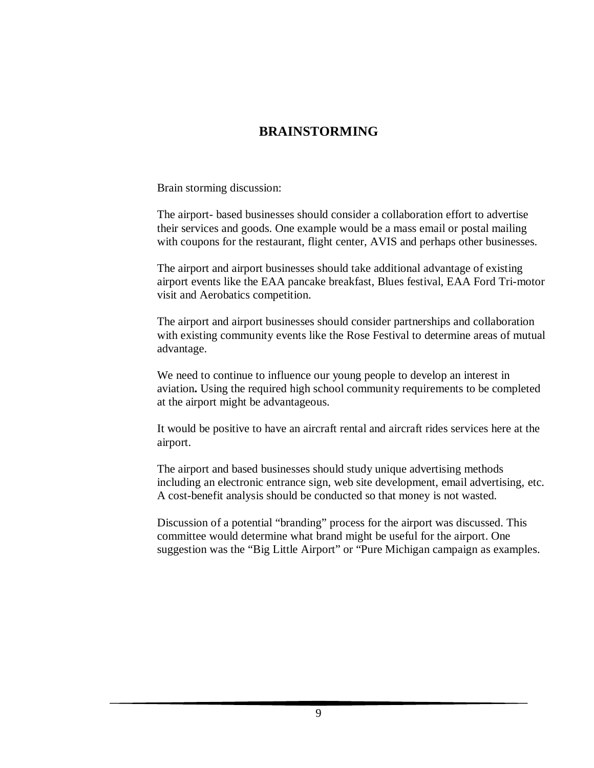# BRAINSTORMING

Brain storming discussion:

The airport- based businesses should consider a collaboration effort to advertise their services and goods. One example would be a mass email or postal mailing with coupons for the restaurant, flight center, AVIS and perhaps other businesses.

The airport and airport businesses should take additional advantage of existing airport events like the EAA pancake breakfast, Blues festival, EAA Ford Tri-motor visit and Aerobatics competition.

The airport and airport businesses should consider partnerships and collaboration with existing community events like the Rose Festival to determine areas of mutual advantage.

We need to continue to influence our young people to develop an interest in aviation**.** Using the required high school community requirements to be completed at the airport might be advantageous.

It would be positive to have an aircraft rental and aircraft rides services here at the airport.

The airport and based businesses should study unique advertising methods including an electronic entrance sign, web site development, email advertising, etc. A cost-benefit analysis should be conducted so that money is not wasted.

Discussion of a potential "branding" process for the airport was discussed. This committee would determine what brand might be useful for the airport. One suggestion was the "Big Little Airport" or "Pure Michigan campaign as examples.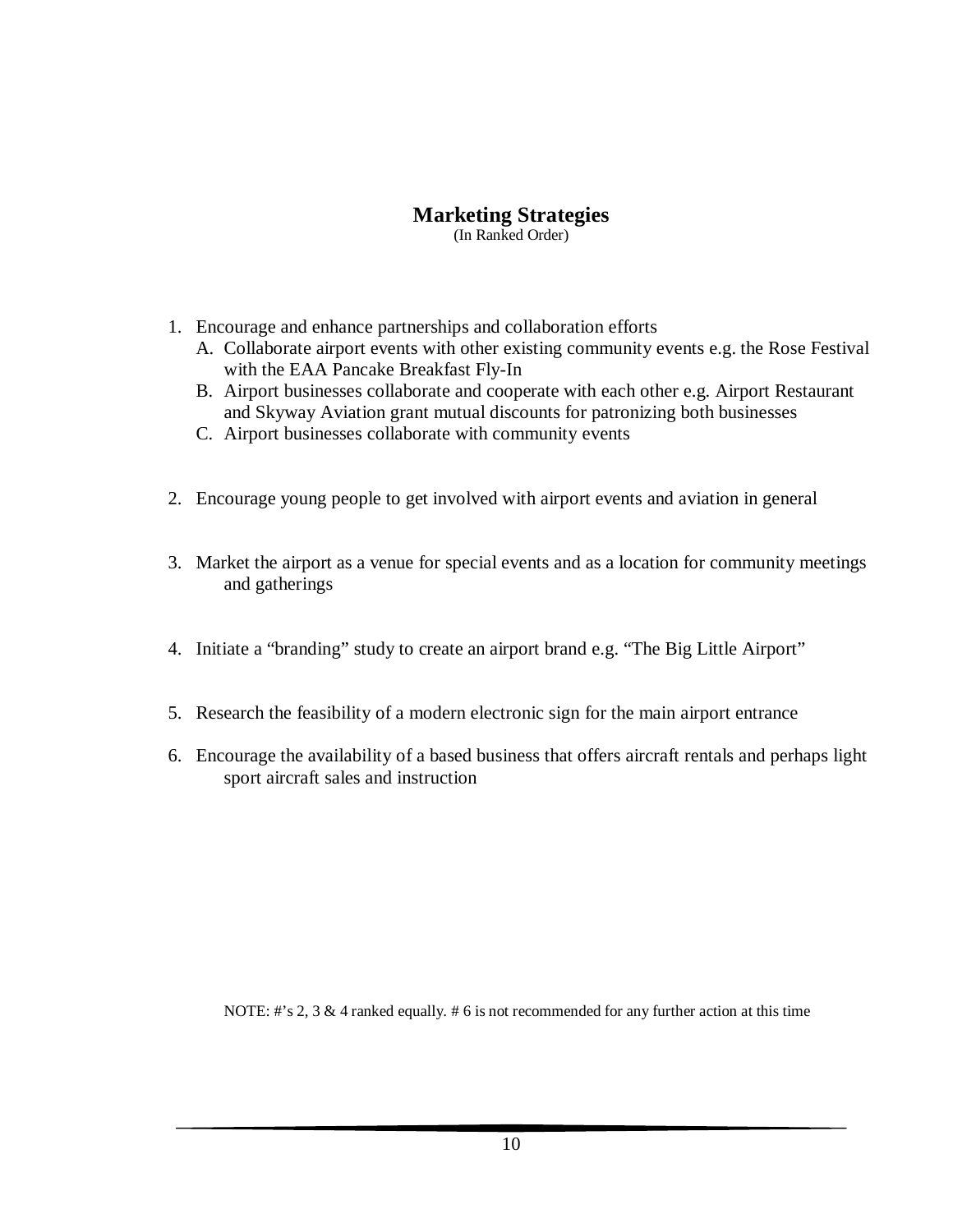# Marketing Strategies

(In Ranked Order)

1. Encourage and enhance partnerships and collaboration efforts
   A. Collaborate airport events with other existing community events e.g. the Rose Festival with the EAA Pancake Breakfast Fly-In
   B. Airport businesses collaborate and cooperate with each other e.g. Airport Restaurant and Skyway Aviation grant mutual discounts for patronizing both businesses
   C. Airport businesses collaborate with community events

2. Encourage young people to get involved with airport events and aviation in general

3. Market the airport as a venue for special events and as a location for community meetings and gatherings

4. Initiate a "branding" study to create an airport brand e.g. "The Big Little Airport"

5. Research the feasibility of a modern electronic sign for the main airport entrance

6. Encourage the availability of a based business that offers aircraft rentals and perhaps light sport aircraft sales and instruction

NOTE: #'s 2, 3 & 4 ranked equally. # 6 is not recommended for any further action at this time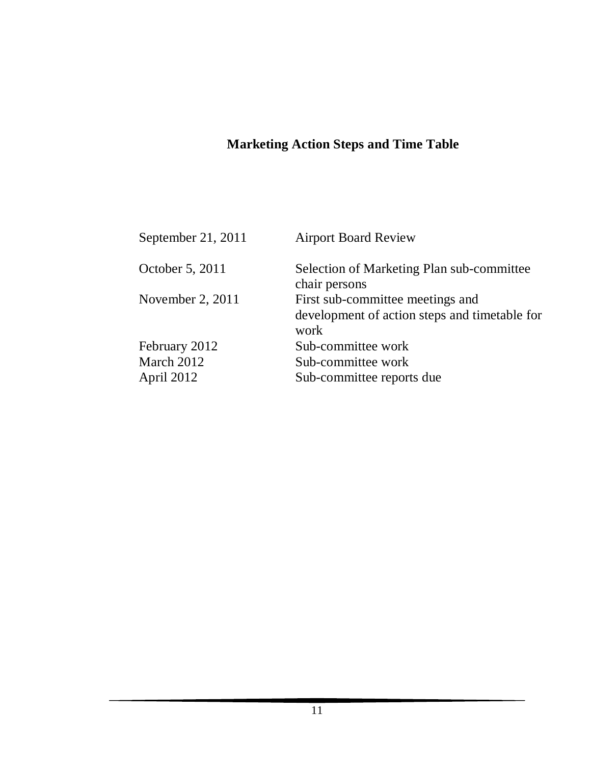# Marketing Action Steps and Time Table

| | |
|---|---|
| September 21, 2011 | Airport Board Review |
| October 5, 2011 | Selection of Marketing Plan sub-committee chair persons |
| November 2, 2011 | First sub-committee meetings and development of action steps and timetable for work |
| February 2012 | Sub-committee work |
| March 2012 | Sub-committee work |
| April 2012 | Sub-committee reports due |